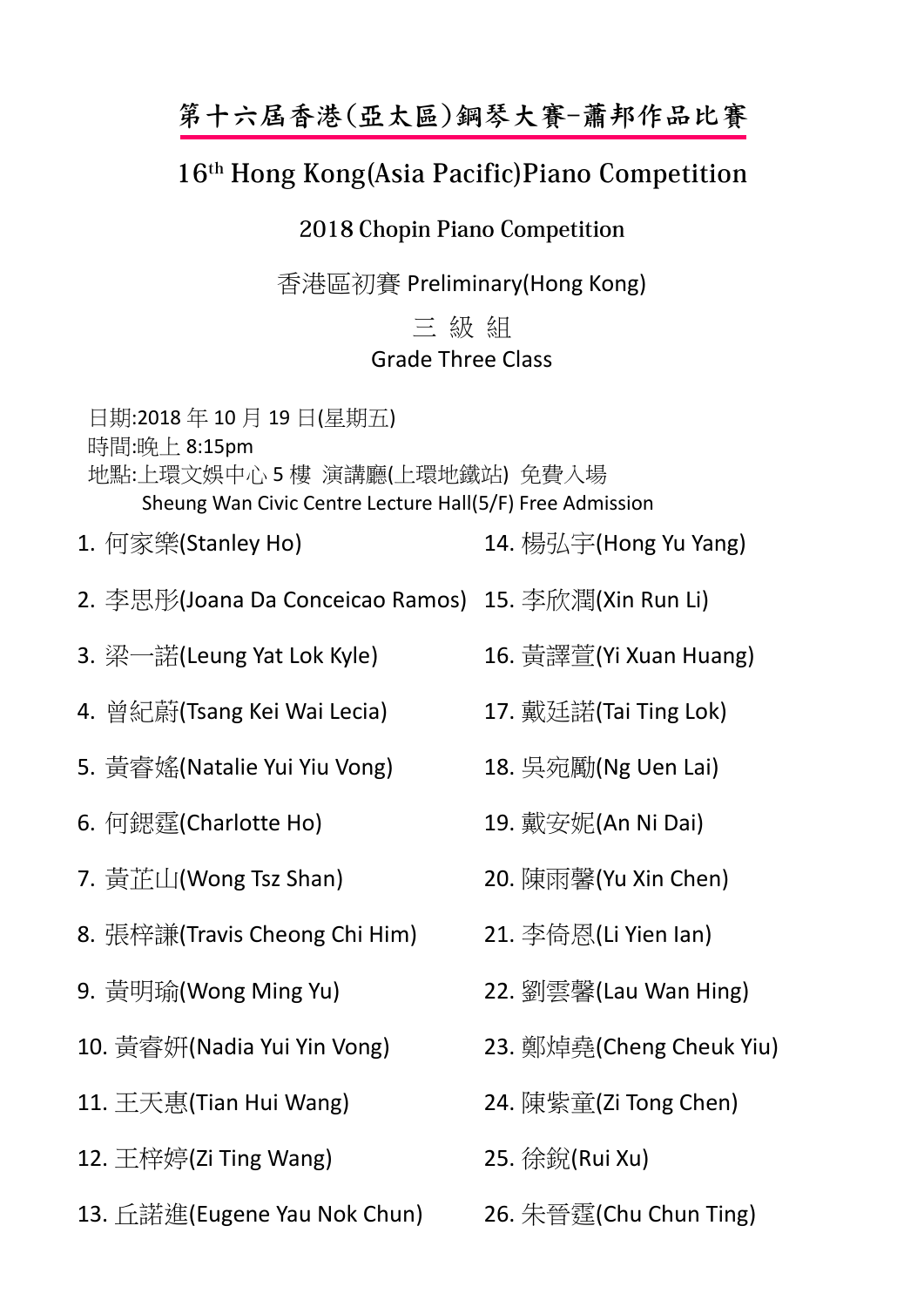# 第十六屆香港(亞太區)鋼琴大賽-蕭邦作品比賽

## 16th Hong Kong(Asia Pacific)Piano Competition

### 2018 Chopin Piano Competition

香港區初賽 Preliminary(Hong Kong)

三 級 組

Grade Three Class

日期:2018 年 10 月 19 日(星期五)
時間:晚上 8:15pm
地點:上環文娛中心 5 樓 演講廳(上環地鐵站) 免費入場
Sheung Wan Civic Centre Lecture Hall(5/F) Free Admission

1. 何家樂(Stanley Ho)
2. 李思彤(Joana Da Conceicao Ramos)
3. 梁一諾(Leung Yat Lok Kyle)
4. 曾紀蔚(Tsang Kei Wai Lecia)
5. 黃睿媱(Natalie Yui Yiu Vong)
6. 何鍶霆(Charlotte Ho)
7. 黃芷山(Wong Tsz Shan)
8. 張梓謙(Travis Cheong Chi Him)
9. 黃明瑜(Wong Ming Yu)
10. 黃睿妍(Nadia Yui Yin Vong)
11. 王天惠(Tian Hui Wang)
12. 王梓婷(Zi Ting Wang)
13. 丘諾進(Eugene Yau Nok Chun)
14. 楊弘宇(Hong Yu Yang)
15. 李欣潤(Xin Run Li)
16. 黃譯萱(Yi Xuan Huang)
17. 戴廷諾(Tai Ting Lok)
18. 吳宛勵(Ng Uen Lai)
19. 戴安妮(An Ni Dai)
20. 陳雨馨(Yu Xin Chen)
21. 李倚恩(Li Yien Ian)
22. 劉雲馨(Lau Wan Hing)
23. 鄭焯堯(Cheng Cheuk Yiu)
24. 陳紫童(Zi Tong Chen)
25. 徐銳(Rui Xu)
26. 朱晉霆(Chu Chun Ting)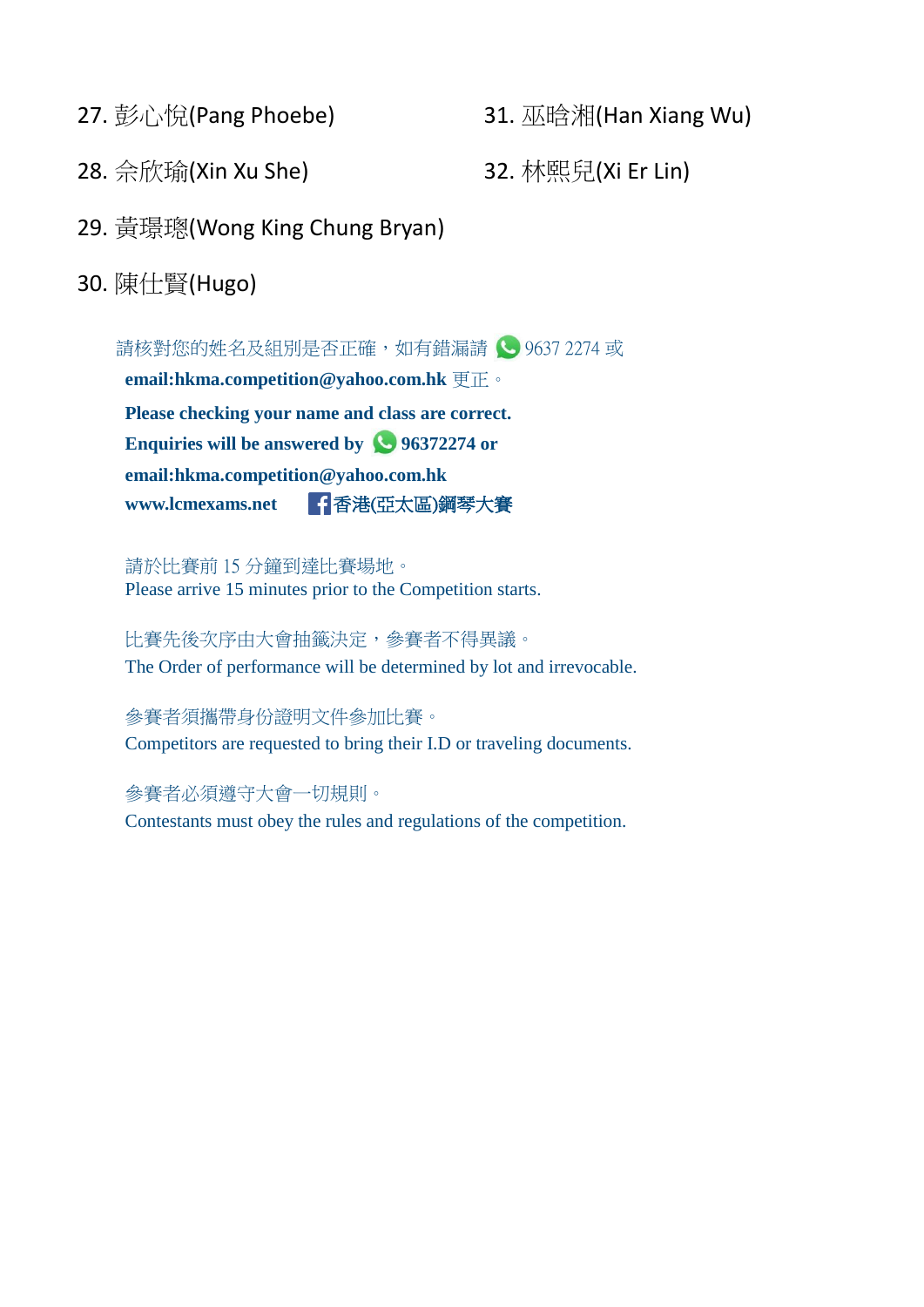27. 彭心悅(Pang Phoebe)

28. 佘欣瑜(Xin Xu She)

29. 黃璟璁(Wong King Chung Bryan)

30. 陳仕賢(Hugo)

31. 巫晗湘(Han Xiang Wu)

32. 林熙兒(Xi Er Lin)

請核對您的姓名及組別是否正確，如有錯漏請 9637 2274 或 **email:hkma.competition@yahoo.com.hk** 更正。

**Please checking your name and class are correct.**

**Enquiries will be answered by 96372274 or**

**email:hkma.competition@yahoo.com.hk**

**www.lcmexams.net** 香港(亞太區)鋼琴大賽

請於比賽前 15 分鐘到達比賽場地。
Please arrive 15 minutes prior to the Competition starts.

比賽先後次序由大會抽籤決定，參賽者不得異議。
The Order of performance will be determined by lot and irrevocable.

參賽者須攜帶身份證明文件參加比賽。
Competitors are requested to bring their I.D or traveling documents.

參賽者必須遵守大會一切規則。
Contestants must obey the rules and regulations of the competition.